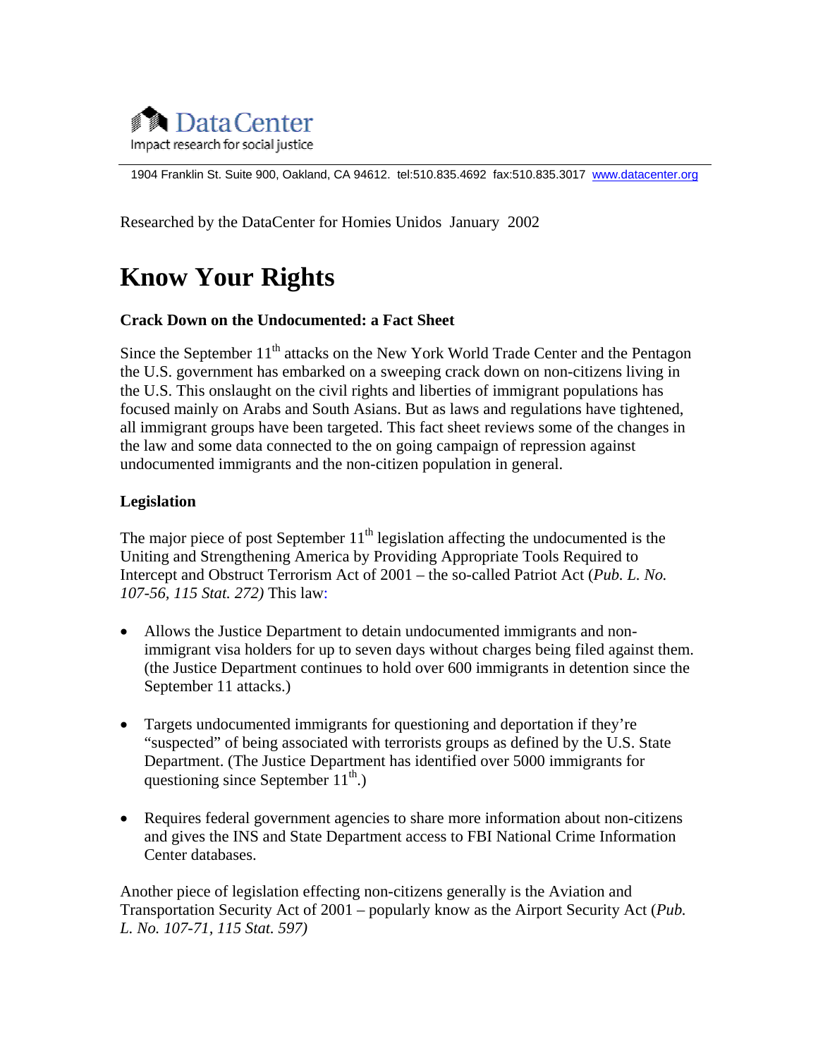DataCenter
Impact research for social justice

1904 Franklin St. Suite 900, Oakland, CA 94612. tel:510.835.4692 fax:510.835.3017 www.datacenter.org

Researched by the DataCenter for Homies Unidos January 2002

# Know Your Rights

**Crack Down on the Undocumented: a Fact Sheet**

Since the September 11th attacks on the New York World Trade Center and the Pentagon the U.S. government has embarked on a sweeping crack down on non-citizens living in the U.S. This onslaught on the civil rights and liberties of immigrant populations has focused mainly on Arabs and South Asians. But as laws and regulations have tightened, all immigrant groups have been targeted. This fact sheet reviews some of the changes in the law and some data connected to the on going campaign of repression against undocumented immigrants and the non-citizen population in general.

**Legislation**

The major piece of post September 11th legislation affecting the undocumented is the Uniting and Strengthening America by Providing Appropriate Tools Required to Intercept and Obstruct Terrorism Act of 2001 – the so-called Patriot Act (*Pub. L. No. 107-56, 115 Stat. 272)* This law:

- Allows the Justice Department to detain undocumented immigrants and non-immigrant visa holders for up to seven days without charges being filed against them. (the Justice Department continues to hold over 600 immigrants in detention since the September 11 attacks.)

- Targets undocumented immigrants for questioning and deportation if they're "suspected" of being associated with terrorists groups as defined by the U.S. State Department. (The Justice Department has identified over 5000 immigrants for questioning since September 11th.)

- Requires federal government agencies to share more information about non-citizens and gives the INS and State Department access to FBI National Crime Information Center databases.

Another piece of legislation effecting non-citizens generally is the Aviation and Transportation Security Act of 2001 – popularly know as the Airport Security Act (*Pub. L. No. 107-71, 115 Stat. 597)*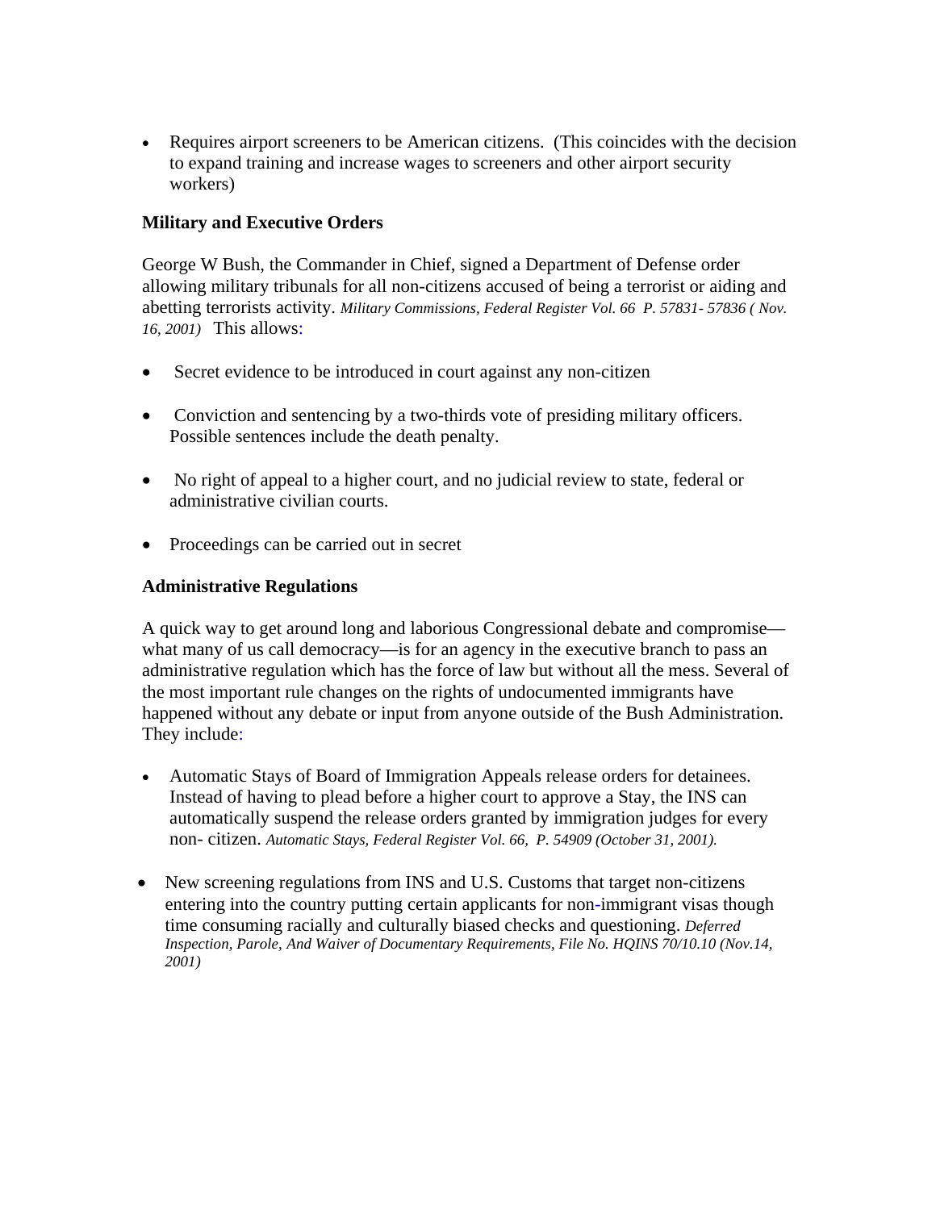- Requires airport screeners to be American citizens. (This coincides with the decision to expand training and increase wages to screeners and other airport security workers)

**Military and Executive Orders**

George W Bush, the Commander in Chief, signed a Department of Defense order allowing military tribunals for all non-citizens accused of being a terrorist or aiding and abetting terrorists activity. *Military Commissions, Federal Register Vol. 66 P. 57831- 57836 ( Nov. 16, 2001)* This allows:

- Secret evidence to be introduced in court against any non-citizen
- Conviction and sentencing by a two-thirds vote of presiding military officers. Possible sentences include the death penalty.
- No right of appeal to a higher court, and no judicial review to state, federal or administrative civilian courts.
- Proceedings can be carried out in secret

**Administrative Regulations**

A quick way to get around long and laborious Congressional debate and compromise—what many of us call democracy—is for an agency in the executive branch to pass an administrative regulation which has the force of law but without all the mess. Several of the most important rule changes on the rights of undocumented immigrants have happened without any debate or input from anyone outside of the Bush Administration. They include:

- Automatic Stays of Board of Immigration Appeals release orders for detainees. Instead of having to plead before a higher court to approve a Stay, the INS can automatically suspend the release orders granted by immigration judges for every non- citizen. *Automatic Stays, Federal Register Vol. 66, P. 54909 (October 31, 2001).*
- New screening regulations from INS and U.S. Customs that target non-citizens entering into the country putting certain applicants for non-immigrant visas though time consuming racially and culturally biased checks and questioning. *Deferred Inspection, Parole, And Waiver of Documentary Requirements, File No. HQINS 70/10.10 (Nov.14, 2001)*